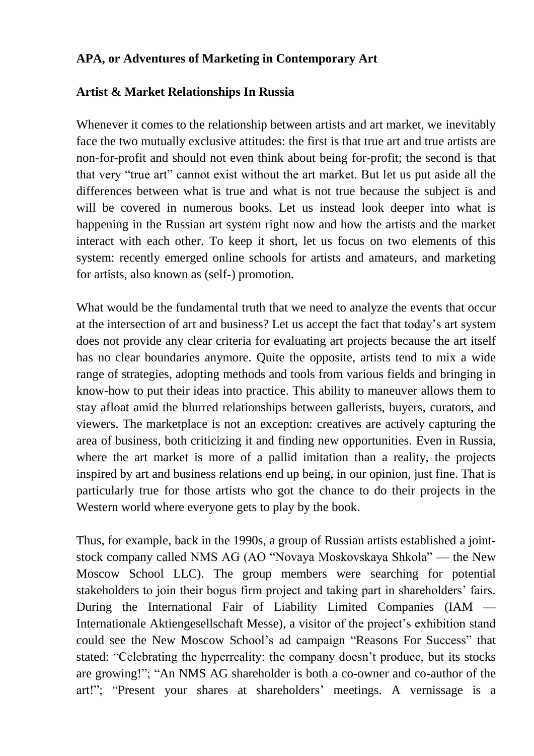**APA, or Adventures of Marketing in Contemporary Art**

**Artist & Market Relationships In Russia**

Whenever it comes to the relationship between artists and art market, we inevitably face the two mutually exclusive attitudes: the first is that true art and true artists are non-for-profit and should not even think about being for-profit; the second is that that very "true art" cannot exist without the art market. But let us put aside all the differences between what is true and what is not true because the subject is and will be covered in numerous books. Let us instead look deeper into what is happening in the Russian art system right now and how the artists and the market interact with each other. To keep it short, let us focus on two elements of this system: recently emerged online schools for artists and amateurs, and marketing for artists, also known as (self-) promotion.

What would be the fundamental truth that we need to analyze the events that occur at the intersection of art and business? Let us accept the fact that today's art system does not provide any clear criteria for evaluating art projects because the art itself has no clear boundaries anymore. Quite the opposite, artists tend to mix a wide range of strategies, adopting methods and tools from various fields and bringing in know-how to put their ideas into practice. This ability to maneuver allows them to stay afloat amid the blurred relationships between gallerists, buyers, curators, and viewers. The marketplace is not an exception: creatives are actively capturing the area of business, both criticizing it and finding new opportunities. Even in Russia, where the art market is more of a pallid imitation than a reality, the projects inspired by art and business relations end up being, in our opinion, just fine. That is particularly true for those artists who got the chance to do their projects in the Western world where everyone gets to play by the book.

Thus, for example, back in the 1990s, a group of Russian artists established a joint-stock company called NMS AG (AO "Novaya Moskovskaya Shkola" — the New Moscow School LLC). The group members were searching for potential stakeholders to join their bogus firm project and taking part in shareholders' fairs. During the International Fair of Liability Limited Companies (IAM — Internationale Aktiengesellschaft Messe), a visitor of the project's exhibition stand could see the New Moscow School's ad campaign "Reasons For Success" that stated: "Celebrating the hyperreality: the company doesn't produce, but its stocks are growing!"; "An NMS AG shareholder is both a co-owner and co-author of the art!"; "Present your shares at shareholders' meetings. A vernissage is a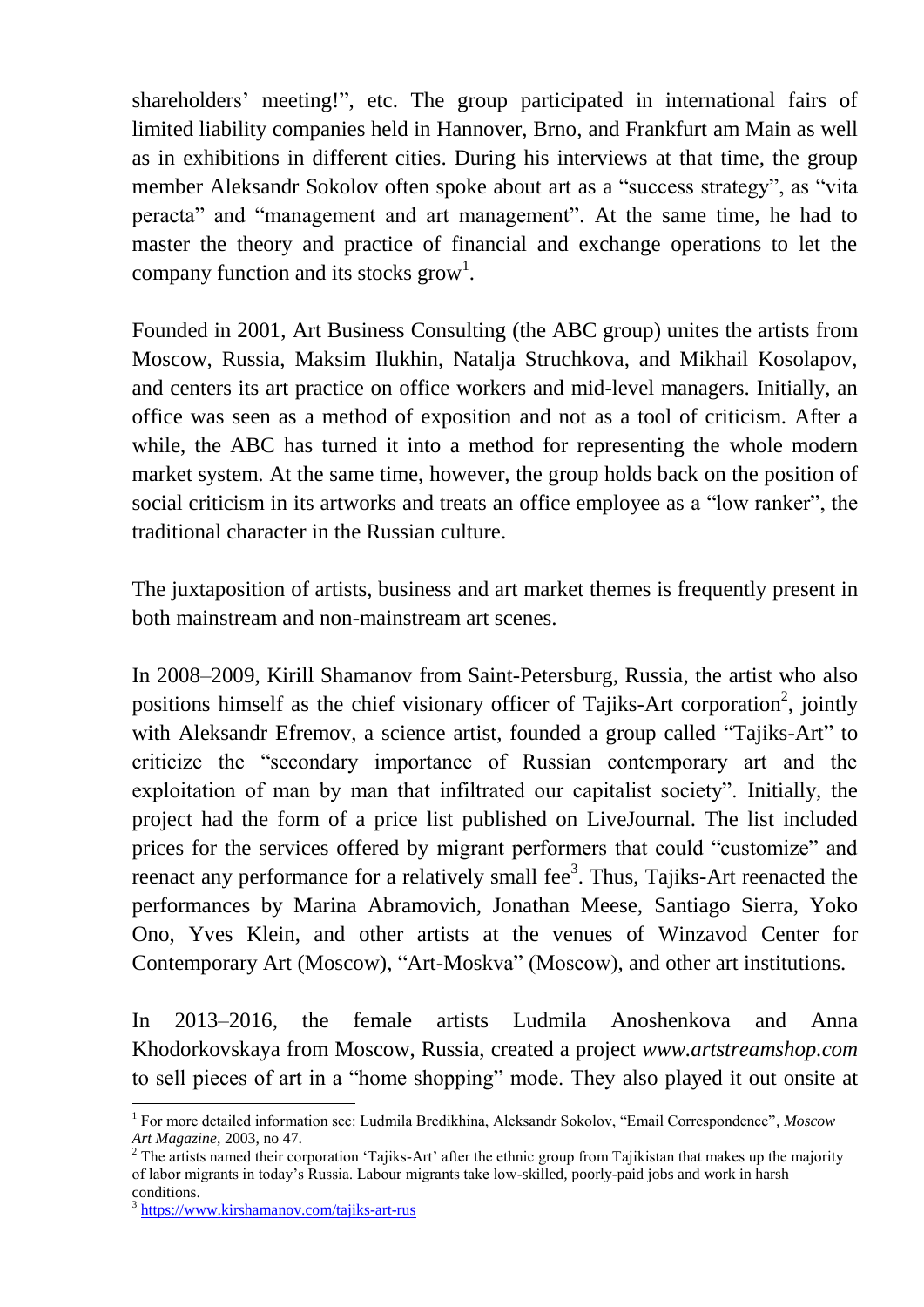shareholders' meeting!", etc. The group participated in international fairs of limited liability companies held in Hannover, Brno, and Frankfurt am Main as well as in exhibitions in different cities. During his interviews at that time, the group member Aleksandr Sokolov often spoke about art as a "success strategy", as "vita peracta" and "management and art management". At the same time, he had to master the theory and practice of financial and exchange operations to let the company function and its stocks grow[1].

Founded in 2001, Art Business Consulting (the ABC group) unites the artists from Moscow, Russia, Maksim Ilukhin, Natalja Struchkova, and Mikhail Kosolapov, and centers its art practice on office workers and mid-level managers. Initially, an office was seen as a method of exposition and not as a tool of criticism. After a while, the ABC has turned it into a method for representing the whole modern market system. At the same time, however, the group holds back on the position of social criticism in its artworks and treats an office employee as a "low ranker", the traditional character in the Russian culture.

The juxtaposition of artists, business and art market themes is frequently present in both mainstream and non-mainstream art scenes.

In 2008–2009, Kirill Shamanov from Saint-Petersburg, Russia, the artist who also positions himself as the chief visionary officer of Tajiks-Art corporation[2], jointly with Aleksandr Efremov, a science artist, founded a group called "Tajiks-Art" to criticize the "secondary importance of Russian contemporary art and the exploitation of man by man that infiltrated our capitalist society". Initially, the project had the form of a price list published on LiveJournal. The list included prices for the services offered by migrant performers that could "customize" and reenact any performance for a relatively small fee[3]. Thus, Tajiks-Art reenacted the performances by Marina Abramovich, Jonathan Meese, Santiago Sierra, Yoko Ono, Yves Klein, and other artists at the venues of Winzavod Center for Contemporary Art (Moscow), "Art-Moskva" (Moscow), and other art institutions.

In 2013–2016, the female artists Ludmila Anoshenkova and Anna Khodorkovskaya from Moscow, Russia, created a project *www.artstreamshop.com* to sell pieces of art in a "home shopping" mode. They also played it out onsite at

---

[1] For more detailed information see: Ludmila Bredikhina, Aleksandr Sokolov, "Email Correspondence", *Moscow Art Magazine*, 2003, no 47.

[2] The artists named their corporation 'Tajiks-Art' after the ethnic group from Tajikistan that makes up the majority of labor migrants in today's Russia. Labour migrants take low-skilled, poorly-paid jobs and work in harsh conditions.

[3] https://www.kirshamanov.com/tajiks-art-rus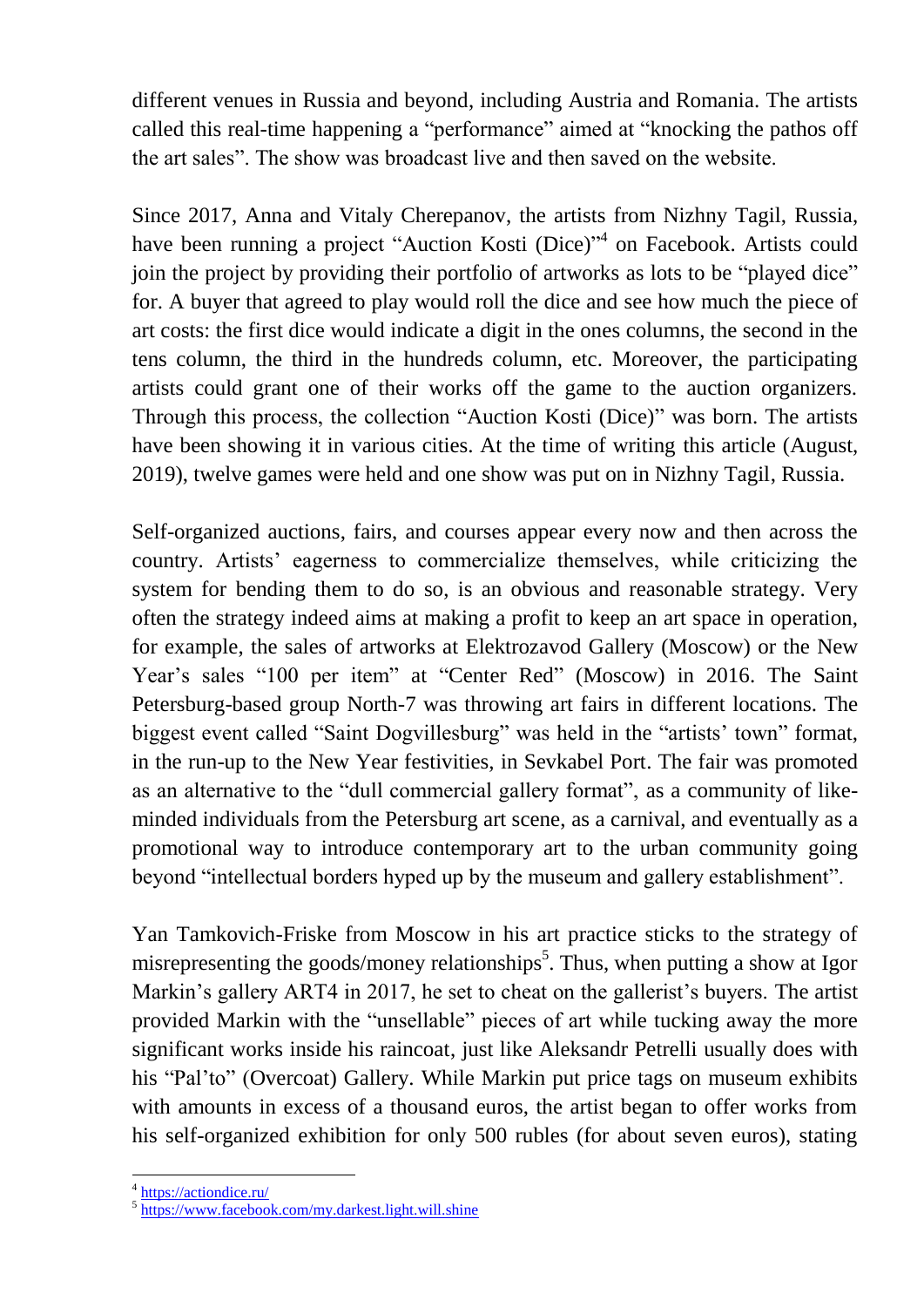different venues in Russia and beyond, including Austria and Romania. The artists called this real-time happening a "performance" aimed at "knocking the pathos off the art sales". The show was broadcast live and then saved on the website.

Since 2017, Anna and Vitaly Cherepanov, the artists from Nizhny Tagil, Russia, have been running a project "Auction Kosti (Dice)"[4] on Facebook. Artists could join the project by providing their portfolio of artworks as lots to be "played dice" for. A buyer that agreed to play would roll the dice and see how much the piece of art costs: the first dice would indicate a digit in the ones columns, the second in the tens column, the third in the hundreds column, etc. Moreover, the participating artists could grant one of their works off the game to the auction organizers. Through this process, the collection "Auction Kosti (Dice)" was born. The artists have been showing it in various cities. At the time of writing this article (August, 2019), twelve games were held and one show was put on in Nizhny Tagil, Russia.

Self-organized auctions, fairs, and courses appear every now and then across the country. Artists' eagerness to commercialize themselves, while criticizing the system for bending them to do so, is an obvious and reasonable strategy. Very often the strategy indeed aims at making a profit to keep an art space in operation, for example, the sales of artworks at Elektrozavod Gallery (Moscow) or the New Year's sales "100 per item" at "Center Red" (Moscow) in 2016. The Saint Petersburg-based group North-7 was throwing art fairs in different locations. The biggest event called "Saint Dogvillesburg" was held in the "artists' town" format, in the run-up to the New Year festivities, in Sevkabel Port. The fair was promoted as an alternative to the "dull commercial gallery format", as a community of like-minded individuals from the Petersburg art scene, as a carnival, and eventually as a promotional way to introduce contemporary art to the urban community going beyond "intellectual borders hyped up by the museum and gallery establishment".

Yan Tamkovich-Friske from Moscow in his art practice sticks to the strategy of misrepresenting the goods/money relationships[5]. Thus, when putting a show at Igor Markin's gallery ART4 in 2017, he set to cheat on the gallerist's buyers. The artist provided Markin with the "unsellable" pieces of art while tucking away the more significant works inside his raincoat, just like Aleksandr Petrelli usually does with his "Pal'to" (Overcoat) Gallery. While Markin put price tags on museum exhibits with amounts in excess of a thousand euros, the artist began to offer works from his self-organized exhibition for only 500 rubles (for about seven euros), stating

[4] https://actiondice.ru/

[5] https://www.facebook.com/my.darkest.light.will.shine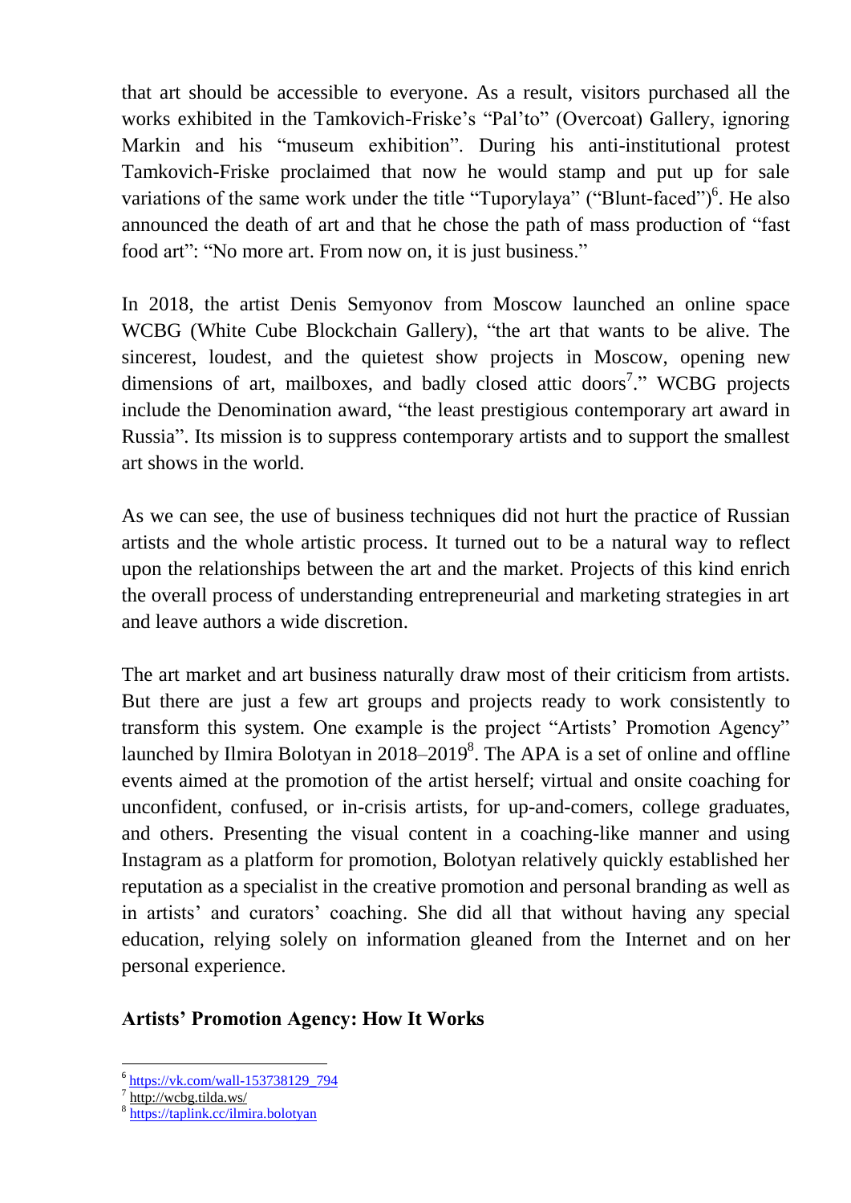that art should be accessible to everyone. As a result, visitors purchased all the works exhibited in the Tamkovich-Friske's "Pal'to" (Overcoat) Gallery, ignoring Markin and his "museum exhibition". During his anti-institutional protest Tamkovich-Friske proclaimed that now he would stamp and put up for sale variations of the same work under the title "Tuporylaya" ("Blunt-faced")[6]. He also announced the death of art and that he chose the path of mass production of "fast food art": "No more art. From now on, it is just business."

In 2018, the artist Denis Semyonov from Moscow launched an online space WCBG (White Cube Blockchain Gallery), "the art that wants to be alive. The sincerest, loudest, and the quietest show projects in Moscow, opening new dimensions of art, mailboxes, and badly closed attic doors[7]." WCBG projects include the Denomination award, "the least prestigious contemporary art award in Russia". Its mission is to suppress contemporary artists and to support the smallest art shows in the world.

As we can see, the use of business techniques did not hurt the practice of Russian artists and the whole artistic process. It turned out to be a natural way to reflect upon the relationships between the art and the market. Projects of this kind enrich the overall process of understanding entrepreneurial and marketing strategies in art and leave authors a wide discretion.

The art market and art business naturally draw most of their criticism from artists. But there are just a few art groups and projects ready to work consistently to transform this system. One example is the project "Artists' Promotion Agency" launched by Ilmira Bolotyan in 2018–2019[8]. The APA is a set of online and offline events aimed at the promotion of the artist herself; virtual and onsite coaching for unconfident, confused, or in-crisis artists, for up-and-comers, college graduates, and others. Presenting the visual content in a coaching-like manner and using Instagram as a platform for promotion, Bolotyan relatively quickly established her reputation as a specialist in the creative promotion and personal branding as well as in artists' and curators' coaching. She did all that without having any special education, relying solely on information gleaned from the Internet and on her personal experience.

## Artists' Promotion Agency: How It Works

[6] https://vk.com/wall-153738129_794

[7] http://wcbg.tilda.ws/

[8] https://taplink.cc/ilmira.bolotyan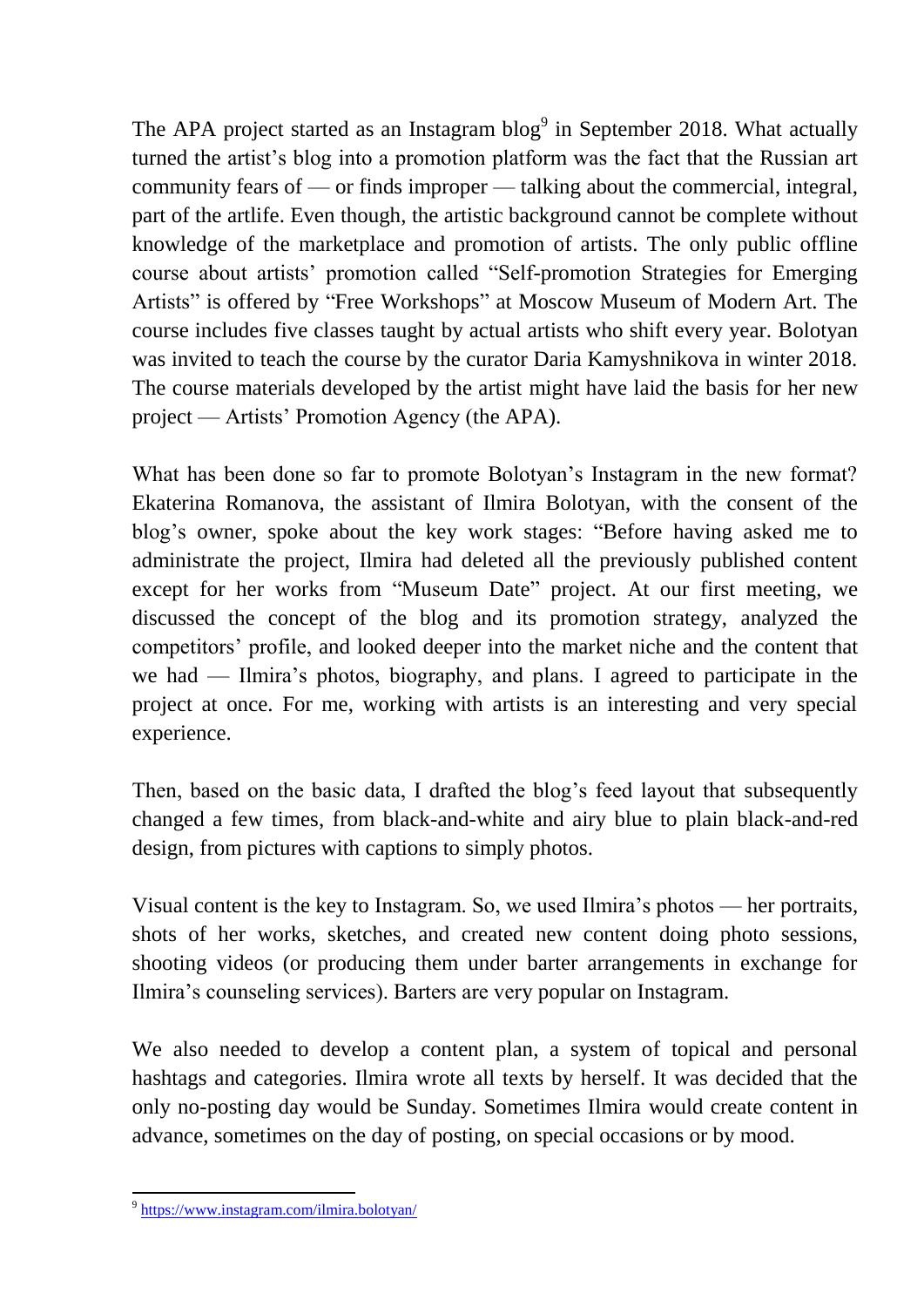The APA project started as an Instagram blog[9] in September 2018. What actually turned the artist's blog into a promotion platform was the fact that the Russian art community fears of — or finds improper — talking about the commercial, integral, part of the artlife. Even though, the artistic background cannot be complete without knowledge of the marketplace and promotion of artists. The only public offline course about artists' promotion called "Self-promotion Strategies for Emerging Artists" is offered by "Free Workshops" at Moscow Museum of Modern Art. The course includes five classes taught by actual artists who shift every year. Bolotyan was invited to teach the course by the curator Daria Kamyshnikova in winter 2018. The course materials developed by the artist might have laid the basis for her new project — Artists' Promotion Agency (the APA).

What has been done so far to promote Bolotyan's Instagram in the new format? Ekaterina Romanova, the assistant of Ilmira Bolotyan, with the consent of the blog's owner, spoke about the key work stages: "Before having asked me to administrate the project, Ilmira had deleted all the previously published content except for her works from "Museum Date" project. At our first meeting, we discussed the concept of the blog and its promotion strategy, analyzed the competitors' profile, and looked deeper into the market niche and the content that we had — Ilmira's photos, biography, and plans. I agreed to participate in the project at once. For me, working with artists is an interesting and very special experience.

Then, based on the basic data, I drafted the blog's feed layout that subsequently changed a few times, from black-and-white and airy blue to plain black-and-red design, from pictures with captions to simply photos.

Visual content is the key to Instagram. So, we used Ilmira's photos — her portraits, shots of her works, sketches, and created new content doing photo sessions, shooting videos (or producing them under barter arrangements in exchange for Ilmira's counseling services). Barters are very popular on Instagram.

We also needed to develop a content plan, a system of topical and personal hashtags and categories. Ilmira wrote all texts by herself. It was decided that the only no-posting day would be Sunday. Sometimes Ilmira would create content in advance, sometimes on the day of posting, on special occasions or by mood.

---

[9] https://www.instagram.com/ilmira.bolotyan/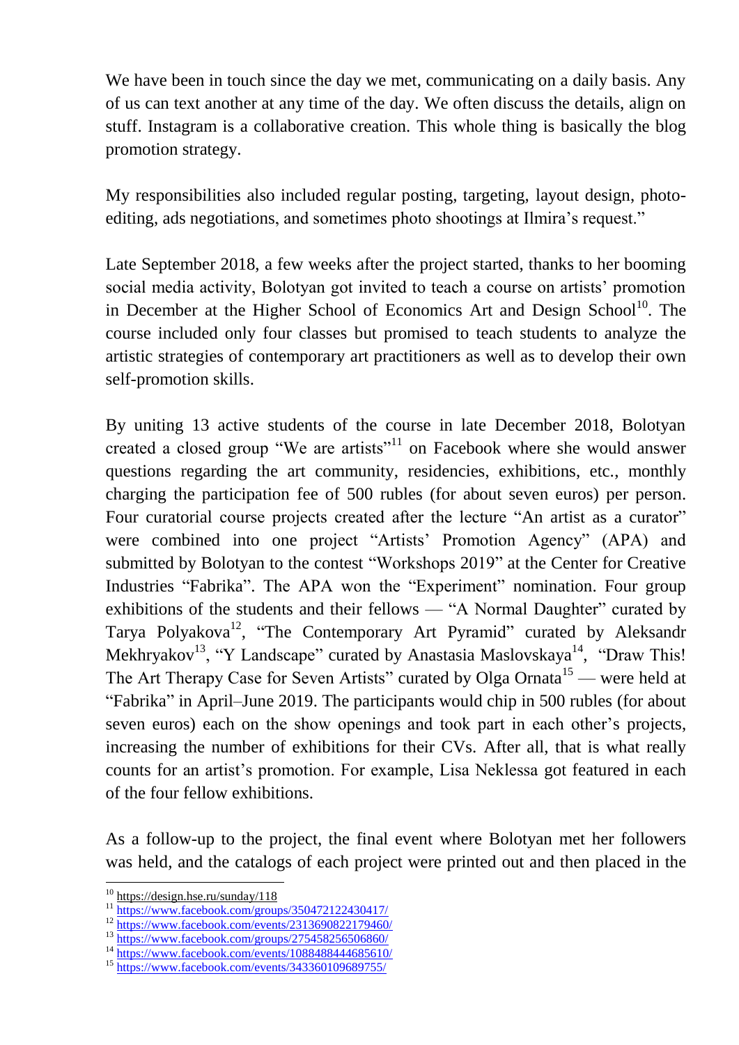We have been in touch since the day we met, communicating on a daily basis. Any of us can text another at any time of the day. We often discuss the details, align on stuff. Instagram is a collaborative creation. This whole thing is basically the blog promotion strategy.

My responsibilities also included regular posting, targeting, layout design, photo-editing, ads negotiations, and sometimes photo shootings at Ilmira's request."

Late September 2018, a few weeks after the project started, thanks to her booming social media activity, Bolotyan got invited to teach a course on artists' promotion in December at the Higher School of Economics Art and Design School[10]. The course included only four classes but promised to teach students to analyze the artistic strategies of contemporary art practitioners as well as to develop their own self-promotion skills.

By uniting 13 active students of the course in late December 2018, Bolotyan created a closed group "We are artists"[11] on Facebook where she would answer questions regarding the art community, residencies, exhibitions, etc., monthly charging the participation fee of 500 rubles (for about seven euros) per person. Four curatorial course projects created after the lecture "An artist as a curator" were combined into one project "Artists' Promotion Agency" (APA) and submitted by Bolotyan to the contest "Workshops 2019" at the Center for Creative Industries "Fabrika". The APA won the "Experiment" nomination. Four group exhibitions of the students and their fellows — "A Normal Daughter" curated by Tarya Polyakova[12], "The Contemporary Art Pyramid" curated by Aleksandr Mekhryakov[13], "Y Landscape" curated by Anastasia Maslovskaya[14], "Draw This! The Art Therapy Case for Seven Artists" curated by Olga Ornata[15] — were held at "Fabrika" in April–June 2019. The participants would chip in 500 rubles (for about seven euros) each on the show openings and took part in each other's projects, increasing the number of exhibitions for their CVs. After all, that is what really counts for an artist's promotion. For example, Lisa Neklessa got featured in each of the four fellow exhibitions.

As a follow-up to the project, the final event where Bolotyan met her followers was held, and the catalogs of each project were printed out and then placed in the

---

[10] https://design.hse.ru/sunday/118

[11] https://www.facebook.com/groups/350472122430417/

[12] https://www.facebook.com/events/2313690822179460/

[13] https://www.facebook.com/groups/275458256506860/

[14] https://www.facebook.com/events/1088488444685610/

[15] https://www.facebook.com/events/343360109689755/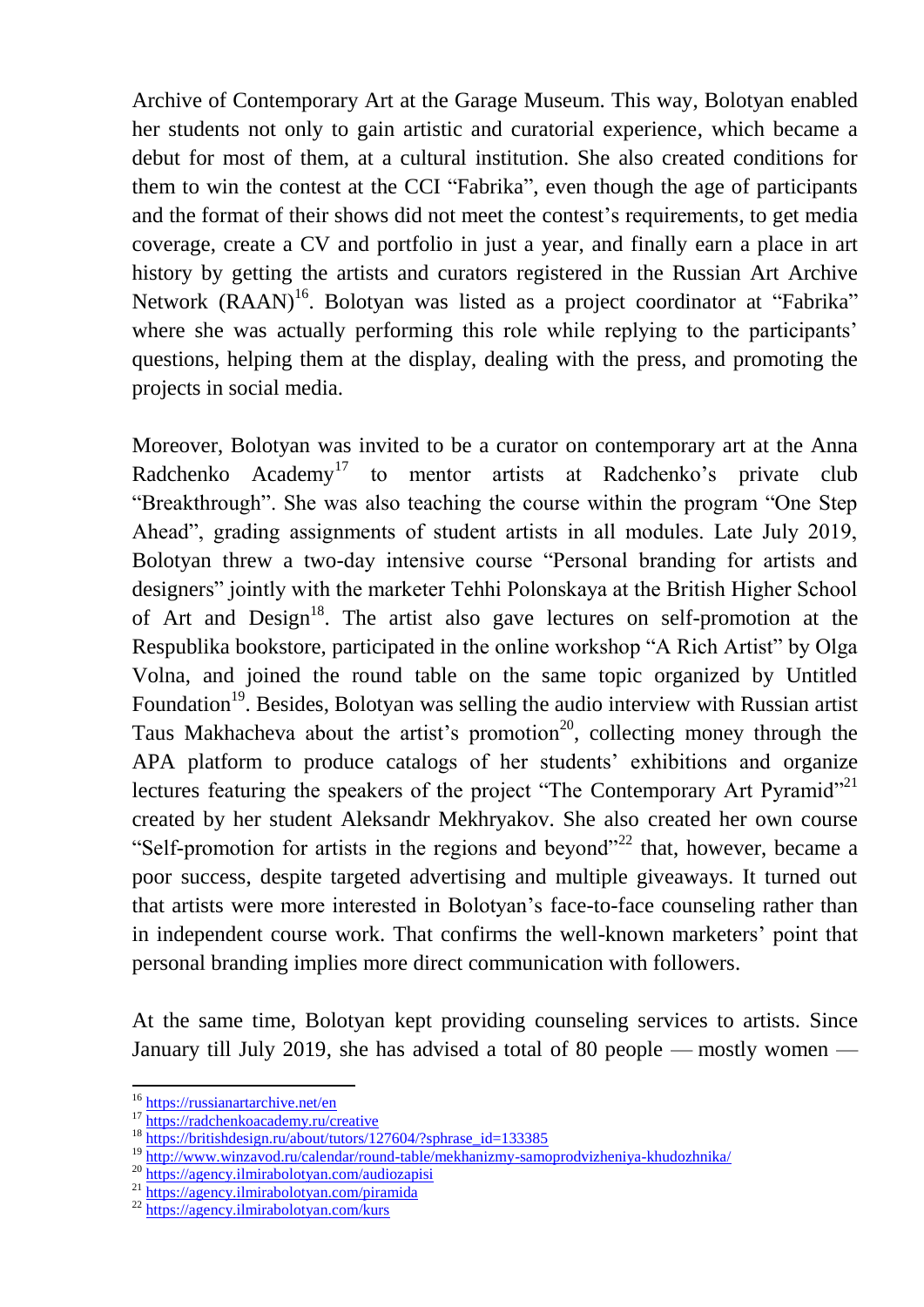Archive of Contemporary Art at the Garage Museum. This way, Bolotyan enabled her students not only to gain artistic and curatorial experience, which became a debut for most of them, at a cultural institution. She also created conditions for them to win the contest at the CCI "Fabrika", even though the age of participants and the format of their shows did not meet the contest's requirements, to get media coverage, create a CV and portfolio in just a year, and finally earn a place in art history by getting the artists and curators registered in the Russian Art Archive Network (RAAN)[16]. Bolotyan was listed as a project coordinator at "Fabrika" where she was actually performing this role while replying to the participants' questions, helping them at the display, dealing with the press, and promoting the projects in social media.

Moreover, Bolotyan was invited to be a curator on contemporary art at the Anna Radchenko Academy[17] to mentor artists at Radchenko's private club "Breakthrough". She was also teaching the course within the program "One Step Ahead", grading assignments of student artists in all modules. Late July 2019, Bolotyan threw a two-day intensive course "Personal branding for artists and designers" jointly with the marketer Tehhi Polonskaya at the British Higher School of Art and Design[18]. The artist also gave lectures on self-promotion at the Respublika bookstore, participated in the online workshop "A Rich Artist" by Olga Volna, and joined the round table on the same topic organized by Untitled Foundation[19]. Besides, Bolotyan was selling the audio interview with Russian artist Taus Makhacheva about the artist's promotion[20], collecting money through the APA platform to produce catalogs of her students' exhibitions and organize lectures featuring the speakers of the project "The Contemporary Art Pyramid"[21] created by her student Aleksandr Mekhryakov. She also created her own course "Self-promotion for artists in the regions and beyond"[22] that, however, became a poor success, despite targeted advertising and multiple giveaways. It turned out that artists were more interested in Bolotyan's face-to-face counseling rather than in independent course work. That confirms the well-known marketers' point that personal branding implies more direct communication with followers.

At the same time, Bolotyan kept providing counseling services to artists. Since January till July 2019, she has advised a total of 80 people — mostly women —

[16] https://russianartarchive.net/en
[17] https://radchenkoacademy.ru/creative
[18] https://britishdesign.ru/about/tutors/127604/?sphrase_id=133385
[19] http://www.winzavod.ru/calendar/round-table/mekhanizmy-samoprodvizheniya-khudozhnika/
[20] https://agency.ilmirabolotyan.com/audiozapisi
[21] https://agency.ilmirabolotyan.com/piramida
[22] https://agency.ilmirabolotyan.com/kurs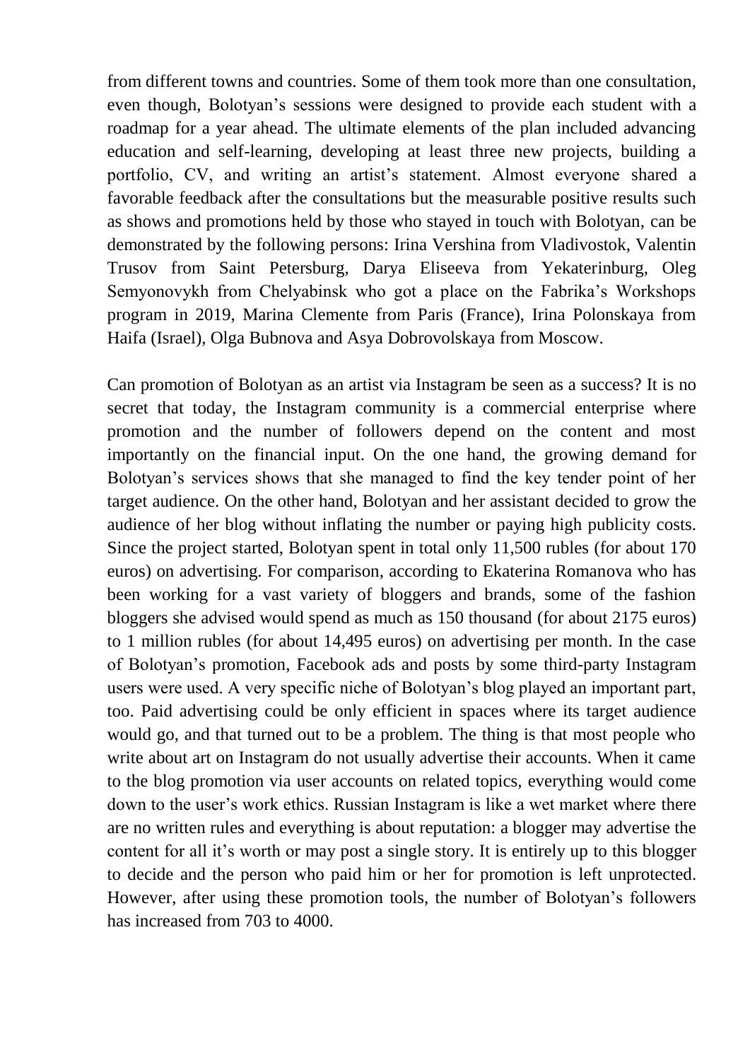from different towns and countries. Some of them took more than one consultation, even though, Bolotyan's sessions were designed to provide each student with a roadmap for a year ahead. The ultimate elements of the plan included advancing education and self-learning, developing at least three new projects, building a portfolio, CV, and writing an artist's statement. Almost everyone shared a favorable feedback after the consultations but the measurable positive results such as shows and promotions held by those who stayed in touch with Bolotyan, can be demonstrated by the following persons: Irina Vershina from Vladivostok, Valentin Trusov from Saint Petersburg, Darya Eliseeva from Yekaterinburg, Oleg Semyonovykh from Chelyabinsk who got a place on the Fabrika's Workshops program in 2019, Marina Clemente from Paris (France), Irina Polonskaya from Haifa (Israel), Olga Bubnova and Asya Dobrovolskaya from Moscow.

Can promotion of Bolotyan as an artist via Instagram be seen as a success? It is no secret that today, the Instagram community is a commercial enterprise where promotion and the number of followers depend on the content and most importantly on the financial input. On the one hand, the growing demand for Bolotyan's services shows that she managed to find the key tender point of her target audience. On the other hand, Bolotyan and her assistant decided to grow the audience of her blog without inflating the number or paying high publicity costs. Since the project started, Bolotyan spent in total only 11,500 rubles (for about 170 euros) on advertising. For comparison, according to Ekaterina Romanova who has been working for a vast variety of bloggers and brands, some of the fashion bloggers she advised would spend as much as 150 thousand (for about 2175 euros) to 1 million rubles (for about 14,495 euros) on advertising per month. In the case of Bolotyan's promotion, Facebook ads and posts by some third-party Instagram users were used. A very specific niche of Bolotyan's blog played an important part, too. Paid advertising could be only efficient in spaces where its target audience would go, and that turned out to be a problem. The thing is that most people who write about art on Instagram do not usually advertise their accounts. When it came to the blog promotion via user accounts on related topics, everything would come down to the user's work ethics. Russian Instagram is like a wet market where there are no written rules and everything is about reputation: a blogger may advertise the content for all it's worth or may post a single story. It is entirely up to this blogger to decide and the person who paid him or her for promotion is left unprotected. However, after using these promotion tools, the number of Bolotyan's followers has increased from 703 to 4000.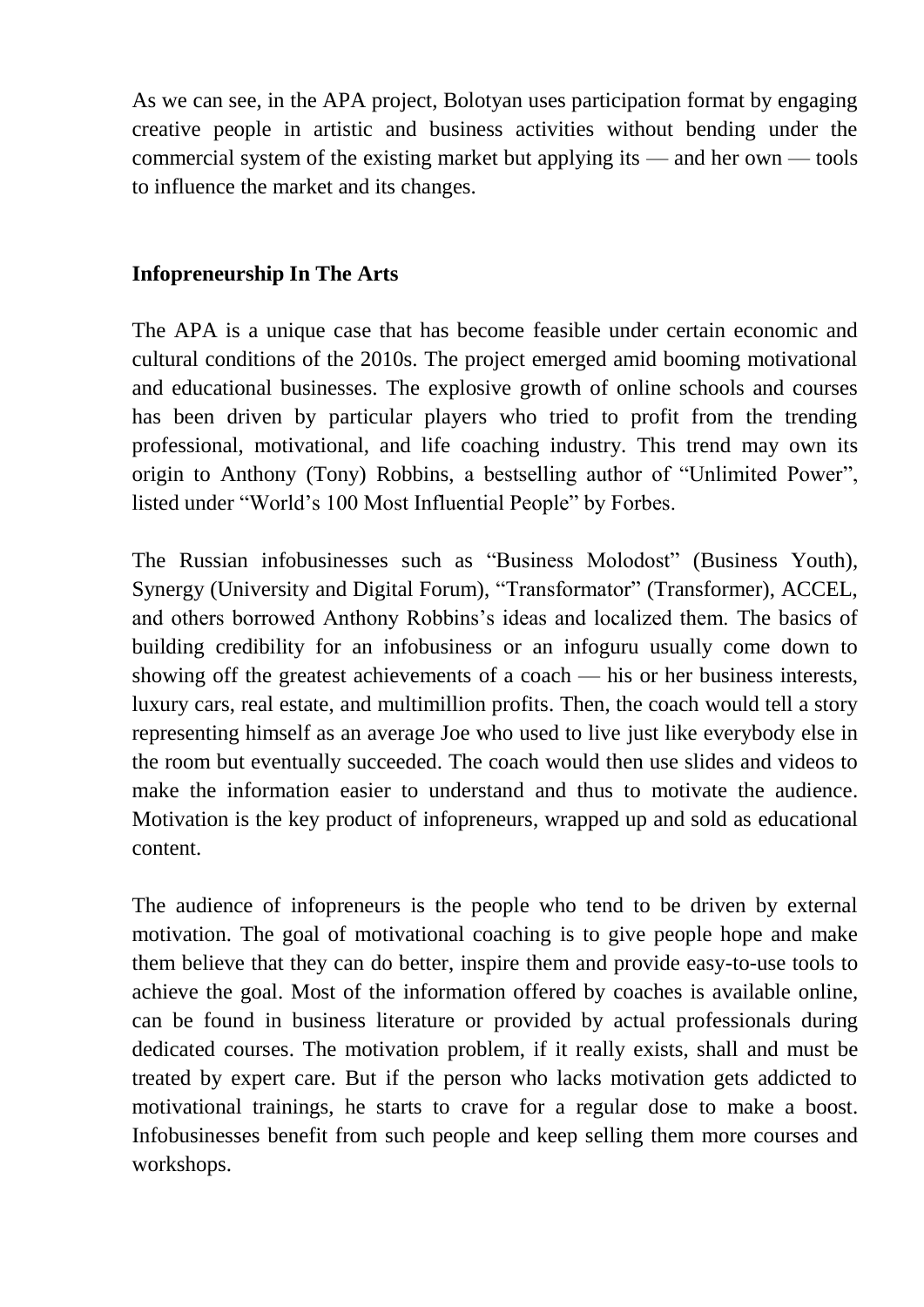As we can see, in the APA project, Bolotyan uses participation format by engaging creative people in artistic and business activities without bending under the commercial system of the existing market but applying its — and her own — tools to influence the market and its changes.

## Infopreneurship In The Arts

The APA is a unique case that has become feasible under certain economic and cultural conditions of the 2010s. The project emerged amid booming motivational and educational businesses. The explosive growth of online schools and courses has been driven by particular players who tried to profit from the trending professional, motivational, and life coaching industry. This trend may own its origin to Anthony (Tony) Robbins, a bestselling author of "Unlimited Power", listed under "World's 100 Most Influential People" by Forbes.

The Russian infobusinesses such as "Business Molodost" (Business Youth), Synergy (University and Digital Forum), "Transformator" (Transformer), ACCEL, and others borrowed Anthony Robbins's ideas and localized them. The basics of building credibility for an infobusiness or an infoguru usually come down to showing off the greatest achievements of a coach — his or her business interests, luxury cars, real estate, and multimillion profits. Then, the coach would tell a story representing himself as an average Joe who used to live just like everybody else in the room but eventually succeeded. The coach would then use slides and videos to make the information easier to understand and thus to motivate the audience. Motivation is the key product of infopreneurs, wrapped up and sold as educational content.

The audience of infopreneurs is the people who tend to be driven by external motivation. The goal of motivational coaching is to give people hope and make them believe that they can do better, inspire them and provide easy-to-use tools to achieve the goal. Most of the information offered by coaches is available online, can be found in business literature or provided by actual professionals during dedicated courses. The motivation problem, if it really exists, shall and must be treated by expert care. But if the person who lacks motivation gets addicted to motivational trainings, he starts to crave for a regular dose to make a boost. Infobusinesses benefit from such people and keep selling them more courses and workshops.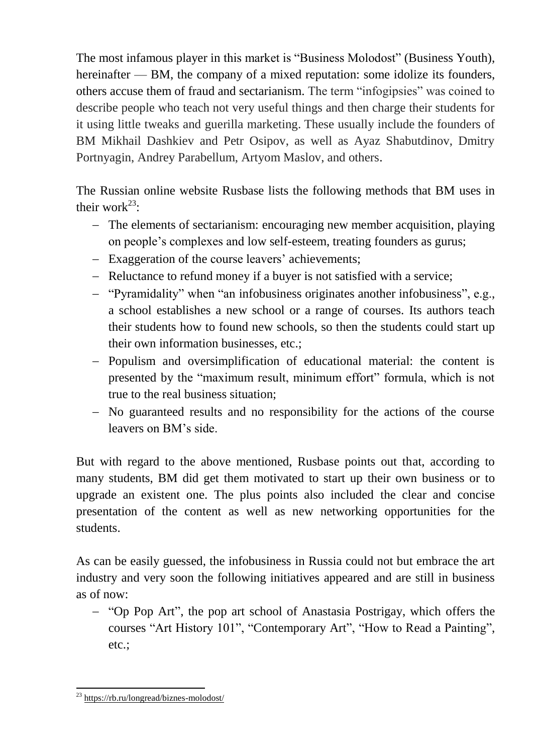The most infamous player in this market is "Business Molodost" (Business Youth), hereinafter — BM, the company of a mixed reputation: some idolize its founders, others accuse them of fraud and sectarianism. The term "infogipsies" was coined to describe people who teach not very useful things and then charge their students for it using little tweaks and guerilla marketing. These usually include the founders of BM Mikhail Dashkiev and Petr Osipov, as well as Ayaz Shabutdinov, Dmitry Portnyagin, Andrey Parabellum, Artyom Maslov, and others.

The Russian online website Rusbase lists the following methods that BM uses in their work[23]:

- The elements of sectarianism: encouraging new member acquisition, playing on people's complexes and low self-esteem, treating founders as gurus;
- Exaggeration of the course leavers' achievements;
- Reluctance to refund money if a buyer is not satisfied with a service;
- "Pyramidality" when "an infobusiness originates another infobusiness", e.g., a school establishes a new school or a range of courses. Its authors teach their students how to found new schools, so then the students could start up their own information businesses, etc.;
- Populism and oversimplification of educational material: the content is presented by the "maximum result, minimum effort" formula, which is not true to the real business situation;
- No guaranteed results and no responsibility for the actions of the course leavers on BM's side.

But with regard to the above mentioned, Rusbase points out that, according to many students, BM did get them motivated to start up their own business or to upgrade an existent one. The plus points also included the clear and concise presentation of the content as well as new networking opportunities for the students.

As can be easily guessed, the infobusiness in Russia could not but embrace the art industry and very soon the following initiatives appeared and are still in business as of now:

- "Op Pop Art", the pop art school of Anastasia Postrigay, which offers the courses "Art History 101", "Contemporary Art", "How to Read a Painting", etc.;

[23] https://rb.ru/longread/biznes-molodost/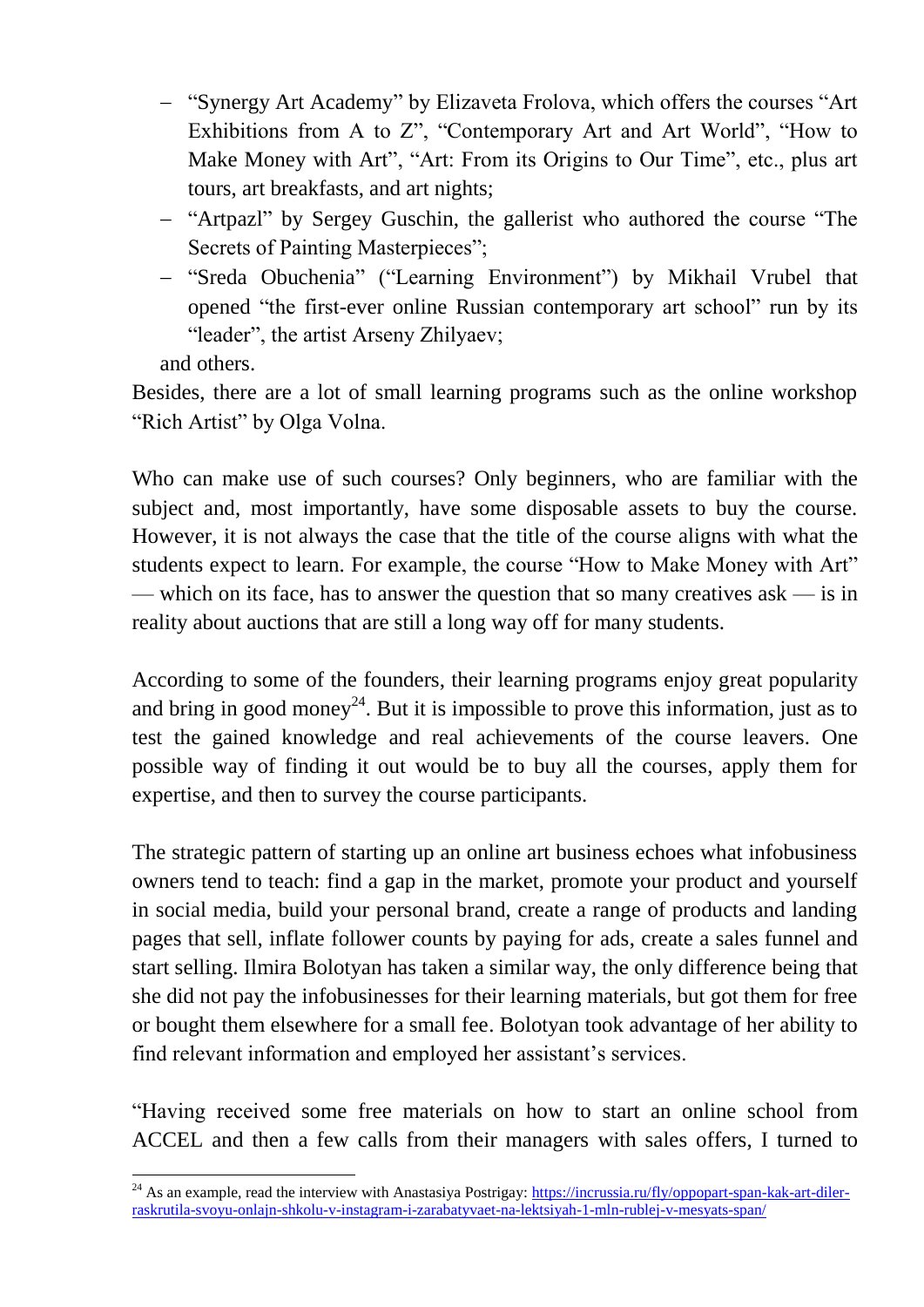- "Synergy Art Academy" by Elizaveta Frolova, which offers the courses "Art Exhibitions from A to Z", "Contemporary Art and Art World", "How to Make Money with Art", "Art: From its Origins to Our Time", etc., plus art tours, art breakfasts, and art nights;
- "Artpazl" by Sergey Guschin, the gallerist who authored the course "The Secrets of Painting Masterpieces";
- "Sreda Obuchenia" ("Learning Environment") by Mikhail Vrubel that opened "the first-ever online Russian contemporary art school" run by its "leader", the artist Arseny Zhilyaev;

and others.

Besides, there are a lot of small learning programs such as the online workshop "Rich Artist" by Olga Volna.

Who can make use of such courses? Only beginners, who are familiar with the subject and, most importantly, have some disposable assets to buy the course. However, it is not always the case that the title of the course aligns with what the students expect to learn. For example, the course "How to Make Money with Art" — which on its face, has to answer the question that so many creatives ask — is in reality about auctions that are still a long way off for many students.

According to some of the founders, their learning programs enjoy great popularity and bring in good money[24]. But it is impossible to prove this information, just as to test the gained knowledge and real achievements of the course leavers. One possible way of finding it out would be to buy all the courses, apply them for expertise, and then to survey the course participants.

The strategic pattern of starting up an online art business echoes what infobusiness owners tend to teach: find a gap in the market, promote your product and yourself in social media, build your personal brand, create a range of products and landing pages that sell, inflate follower counts by paying for ads, create a sales funnel and start selling. Ilmira Bolotyan has taken a similar way, the only difference being that she did not pay the infobusinesses for their learning materials, but got them for free or bought them elsewhere for a small fee. Bolotyan took advantage of her ability to find relevant information and employed her assistant's services.

"Having received some free materials on how to start an online school from ACCEL and then a few calls from their managers with sales offers, I turned to

---

[24] As an example, read the interview with Anastasiya Postrigay: https://incrussia.ru/fly/oppopart-span-kak-art-diler-raskrutila-svoyu-onlajn-shkolu-v-instagram-i-zarabatyvaet-na-lektsiyah-1-mln-rublej-v-mesyats-span/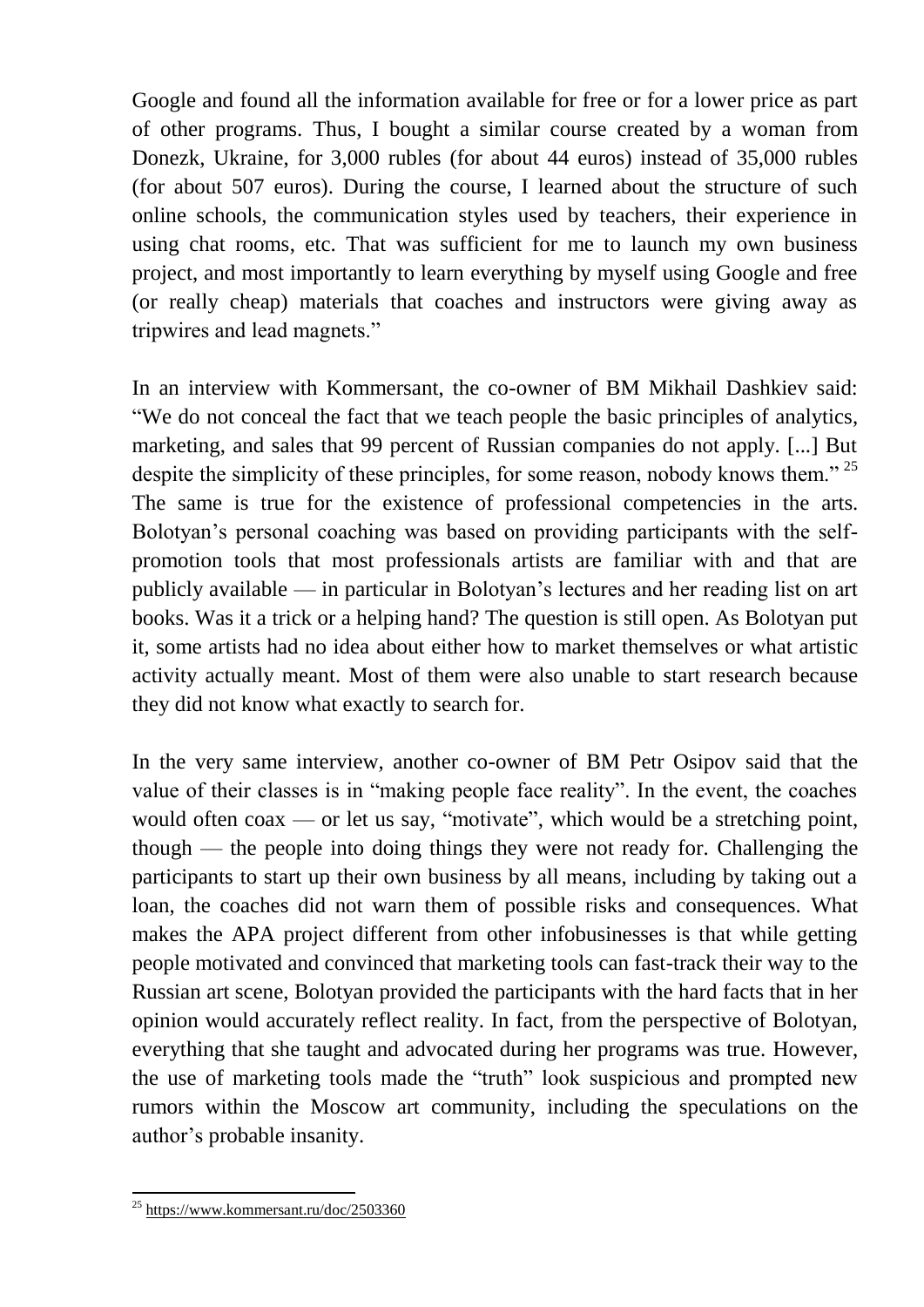Google and found all the information available for free or for a lower price as part of other programs. Thus, I bought a similar course created by a woman from Donezk, Ukraine, for 3,000 rubles (for about 44 euros) instead of 35,000 rubles (for about 507 euros). During the course, I learned about the structure of such online schools, the communication styles used by teachers, their experience in using chat rooms, etc. That was sufficient for me to launch my own business project, and most importantly to learn everything by myself using Google and free (or really cheap) materials that coaches and instructors were giving away as tripwires and lead magnets."

In an interview with Kommersant, the co-owner of BM Mikhail Dashkiev said: "We do not conceal the fact that we teach people the basic principles of analytics, marketing, and sales that 99 percent of Russian companies do not apply. [...] But despite the simplicity of these principles, for some reason, nobody knows them." [25] The same is true for the existence of professional competencies in the arts. Bolotyan's personal coaching was based on providing participants with the self-promotion tools that most professionals artists are familiar with and that are publicly available — in particular in Bolotyan's lectures and her reading list on art books. Was it a trick or a helping hand? The question is still open. As Bolotyan put it, some artists had no idea about either how to market themselves or what artistic activity actually meant. Most of them were also unable to start research because they did not know what exactly to search for.

In the very same interview, another co-owner of BM Petr Osipov said that the value of their classes is in "making people face reality". In the event, the coaches would often coax — or let us say, "motivate", which would be a stretching point, though — the people into doing things they were not ready for. Challenging the participants to start up their own business by all means, including by taking out a loan, the coaches did not warn them of possible risks and consequences. What makes the APA project different from other infobusinesses is that while getting people motivated and convinced that marketing tools can fast-track their way to the Russian art scene, Bolotyan provided the participants with the hard facts that in her opinion would accurately reflect reality. In fact, from the perspective of Bolotyan, everything that she taught and advocated during her programs was true. However, the use of marketing tools made the "truth" look suspicious and prompted new rumors within the Moscow art community, including the speculations on the author's probable insanity.

---

[25] https://www.kommersant.ru/doc/2503360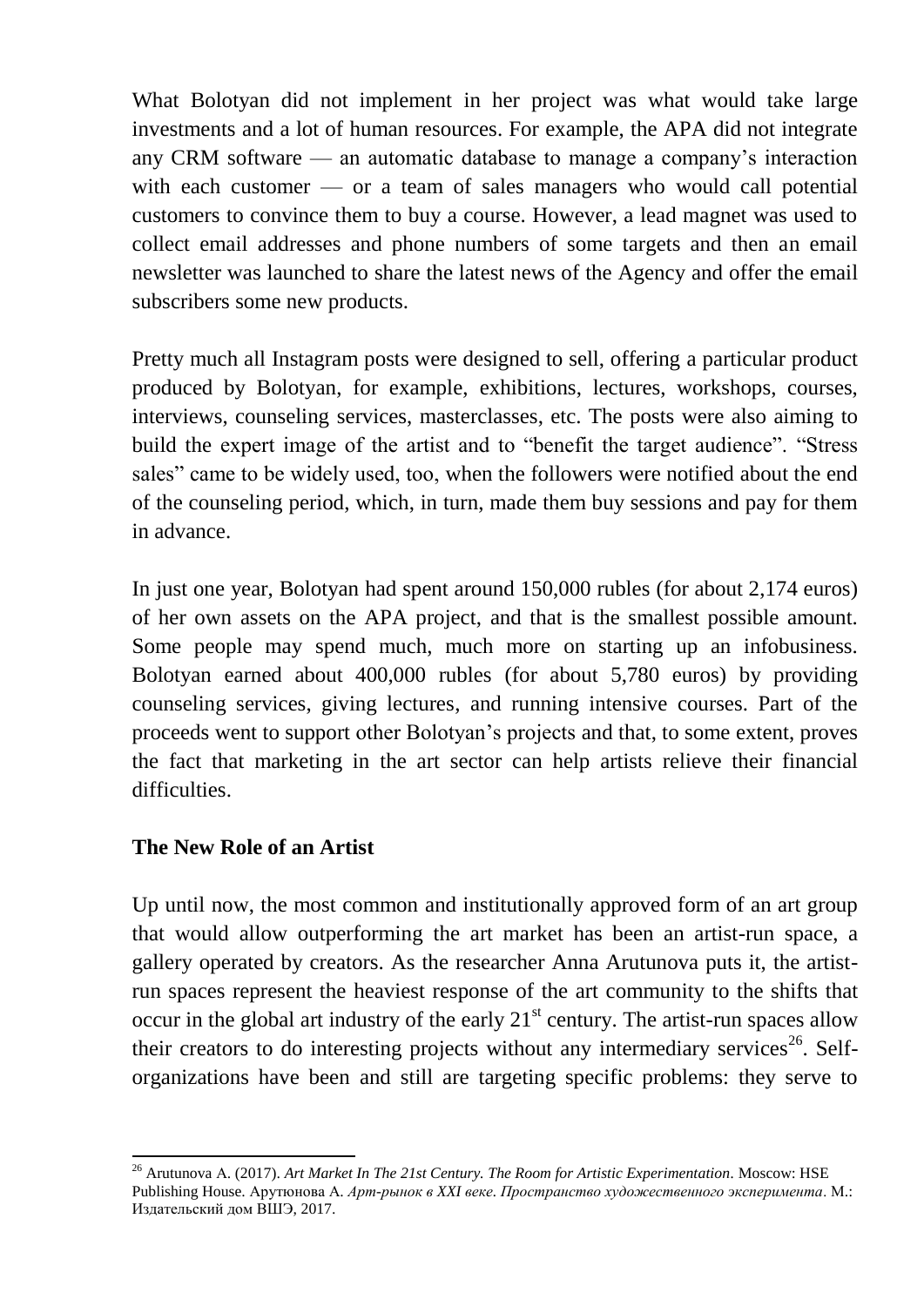What Bolotyan did not implement in her project was what would take large investments and a lot of human resources. For example, the APA did not integrate any CRM software — an automatic database to manage a company's interaction with each customer — or a team of sales managers who would call potential customers to convince them to buy a course. However, a lead magnet was used to collect email addresses and phone numbers of some targets and then an email newsletter was launched to share the latest news of the Agency and offer the email subscribers some new products.

Pretty much all Instagram posts were designed to sell, offering a particular product produced by Bolotyan, for example, exhibitions, lectures, workshops, courses, interviews, counseling services, masterclasses, etc. The posts were also aiming to build the expert image of the artist and to "benefit the target audience". "Stress sales" came to be widely used, too, when the followers were notified about the end of the counseling period, which, in turn, made them buy sessions and pay for them in advance.

In just one year, Bolotyan had spent around 150,000 rubles (for about 2,174 euros) of her own assets on the APA project, and that is the smallest possible amount. Some people may spend much, much more on starting up an infobusiness. Bolotyan earned about 400,000 rubles (for about 5,780 euros) by providing counseling services, giving lectures, and running intensive courses. Part of the proceeds went to support other Bolotyan's projects and that, to some extent, proves the fact that marketing in the art sector can help artists relieve their financial difficulties.

## The New Role of an Artist

Up until now, the most common and institutionally approved form of an art group that would allow outperforming the art market has been an artist-run space, a gallery operated by creators. As the researcher Anna Arutunova puts it, the artist-run spaces represent the heaviest response of the art community to the shifts that occur in the global art industry of the early 21st century. The artist-run spaces allow their creators to do interesting projects without any intermediary services[26]. Self-organizations have been and still are targeting specific problems: they serve to

---

[26] Arutunova A. (2017). *Art Market In The 21st Century. The Room for Artistic Experimentation*. Moscow: HSE Publishing House. Арутюнова А. *Арт-рынок в XXI веке. Пространство художественного эксперимента*. М.: Издательский дом ВШЭ, 2017.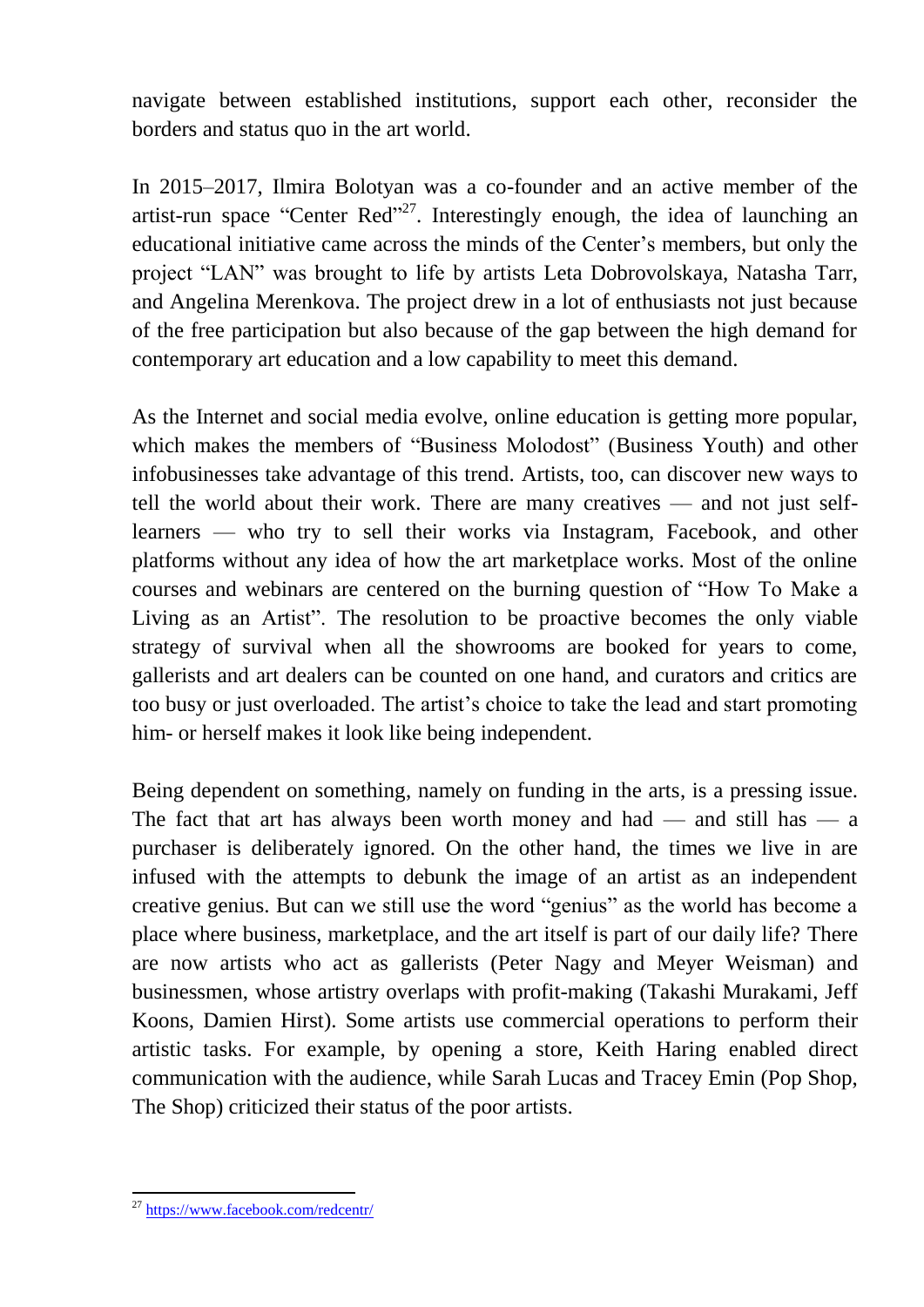navigate between established institutions, support each other, reconsider the borders and status quo in the art world.

In 2015–2017, Ilmira Bolotyan was a co-founder and an active member of the artist-run space "Center Red"[27]. Interestingly enough, the idea of launching an educational initiative came across the minds of the Center's members, but only the project "LAN" was brought to life by artists Leta Dobrovolskaya, Natasha Tarr, and Angelina Merenkova. The project drew in a lot of enthusiasts not just because of the free participation but also because of the gap between the high demand for contemporary art education and a low capability to meet this demand.

As the Internet and social media evolve, online education is getting more popular, which makes the members of "Business Molodost" (Business Youth) and other infobusinesses take advantage of this trend. Artists, too, can discover new ways to tell the world about their work. There are many creatives — and not just self-learners — who try to sell their works via Instagram, Facebook, and other platforms without any idea of how the art marketplace works. Most of the online courses and webinars are centered on the burning question of "How To Make a Living as an Artist". The resolution to be proactive becomes the only viable strategy of survival when all the showrooms are booked for years to come, gallerists and art dealers can be counted on one hand, and curators and critics are too busy or just overloaded. The artist's choice to take the lead and start promoting him- or herself makes it look like being independent.

Being dependent on something, namely on funding in the arts, is a pressing issue. The fact that art has always been worth money and had — and still has — a purchaser is deliberately ignored. On the other hand, the times we live in are infused with the attempts to debunk the image of an artist as an independent creative genius. But can we still use the word "genius" as the world has become a place where business, marketplace, and the art itself is part of our daily life? There are now artists who act as gallerists (Peter Nagy and Meyer Weisman) and businessmen, whose artistry overlaps with profit-making (Takashi Murakami, Jeff Koons, Damien Hirst). Some artists use commercial operations to perform their artistic tasks. For example, by opening a store, Keith Haring enabled direct communication with the audience, while Sarah Lucas and Tracey Emin (Pop Shop, The Shop) criticized their status of the poor artists.

---

[27] https://www.facebook.com/redcentr/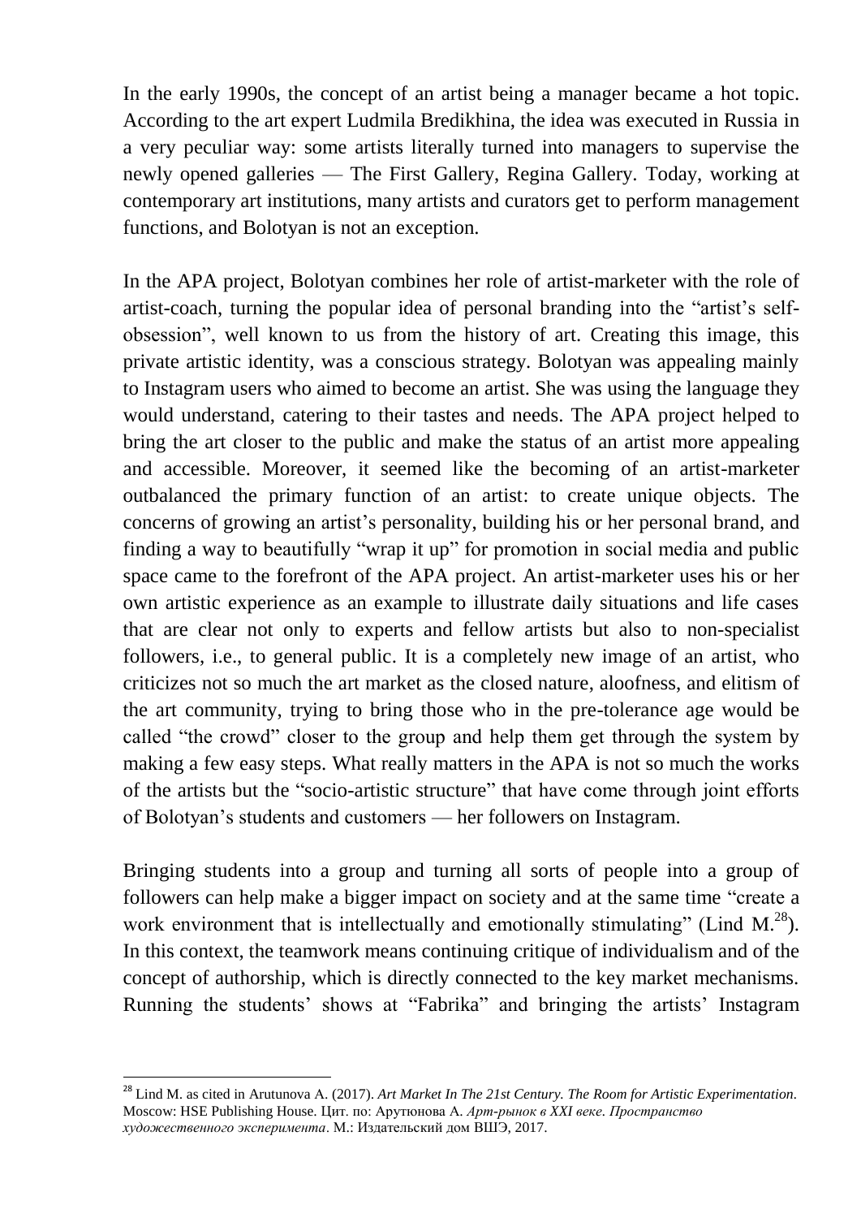In the early 1990s, the concept of an artist being a manager became a hot topic. According to the art expert Ludmila Bredikhina, the idea was executed in Russia in a very peculiar way: some artists literally turned into managers to supervise the newly opened galleries — The First Gallery, Regina Gallery. Today, working at contemporary art institutions, many artists and curators get to perform management functions, and Bolotyan is not an exception.

In the APA project, Bolotyan combines her role of artist-marketer with the role of artist-coach, turning the popular idea of personal branding into the "artist's self-obsession", well known to us from the history of art. Creating this image, this private artistic identity, was a conscious strategy. Bolotyan was appealing mainly to Instagram users who aimed to become an artist. She was using the language they would understand, catering to their tastes and needs. The APA project helped to bring the art closer to the public and make the status of an artist more appealing and accessible. Moreover, it seemed like the becoming of an artist-marketer outbalanced the primary function of an artist: to create unique objects. The concerns of growing an artist's personality, building his or her personal brand, and finding a way to beautifully "wrap it up" for promotion in social media and public space came to the forefront of the APA project. An artist-marketer uses his or her own artistic experience as an example to illustrate daily situations and life cases that are clear not only to experts and fellow artists but also to non-specialist followers, i.e., to general public. It is a completely new image of an artist, who criticizes not so much the art market as the closed nature, aloofness, and elitism of the art community, trying to bring those who in the pre-tolerance age would be called "the crowd" closer to the group and help them get through the system by making a few easy steps. What really matters in the APA is not so much the works of the artists but the "socio-artistic structure" that have come through joint efforts of Bolotyan's students and customers — her followers on Instagram.

Bringing students into a group and turning all sorts of people into a group of followers can help make a bigger impact on society and at the same time "create a work environment that is intellectually and emotionally stimulating" (Lind M.[28]). In this context, the teamwork means continuing critique of individualism and of the concept of authorship, which is directly connected to the key market mechanisms. Running the students' shows at "Fabrika" and bringing the artists' Instagram

---

[28] Lind M. as cited in Arutunova A. (2017). *Art Market In The 21st Century. The Room for Artistic Experimentation.* Moscow: HSE Publishing House. Цит. по: Арутюнова А. *Арт-рынок в XXI веке. Пространство художественного эксперимента*. М.: Издательский дом ВШЭ, 2017.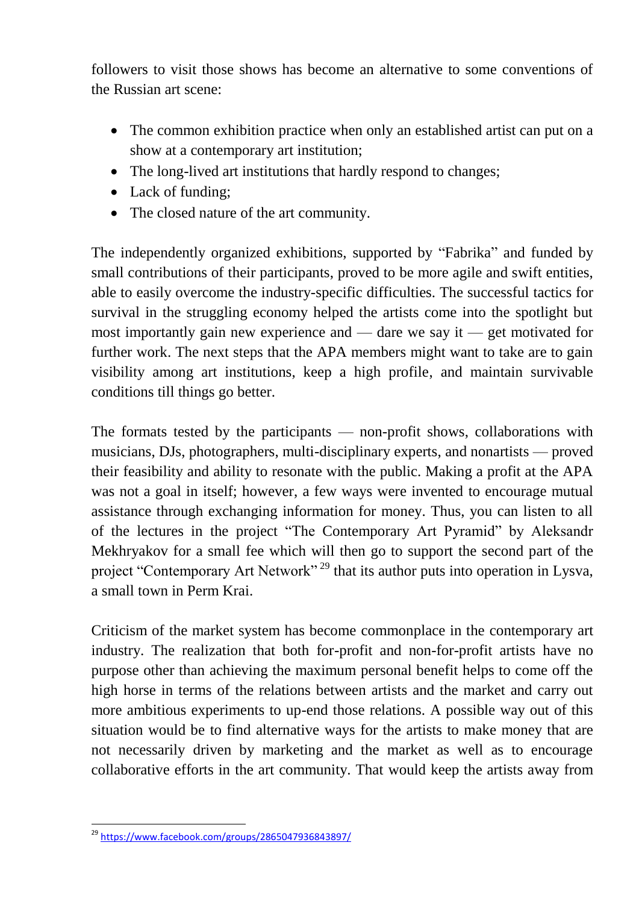followers to visit those shows has become an alternative to some conventions of the Russian art scene:

- The common exhibition practice when only an established artist can put on a show at a contemporary art institution;
- The long-lived art institutions that hardly respond to changes;
- Lack of funding;
- The closed nature of the art community.

The independently organized exhibitions, supported by "Fabrika" and funded by small contributions of their participants, proved to be more agile and swift entities, able to easily overcome the industry-specific difficulties. The successful tactics for survival in the struggling economy helped the artists come into the spotlight but most importantly gain new experience and — dare we say it — get motivated for further work. The next steps that the APA members might want to take are to gain visibility among art institutions, keep a high profile, and maintain survivable conditions till things go better.

The formats tested by the participants — non-profit shows, collaborations with musicians, DJs, photographers, multi-disciplinary experts, and nonartists — proved their feasibility and ability to resonate with the public. Making a profit at the APA was not a goal in itself; however, a few ways were invented to encourage mutual assistance through exchanging information for money. Thus, you can listen to all of the lectures in the project "The Contemporary Art Pyramid" by Aleksandr Mekhryakov for a small fee which will then go to support the second part of the project "Contemporary Art Network"[29] that its author puts into operation in Lysva, a small town in Perm Krai.

Criticism of the market system has become commonplace in the contemporary art industry. The realization that both for-profit and non-for-profit artists have no purpose other than achieving the maximum personal benefit helps to come off the high horse in terms of the relations between artists and the market and carry out more ambitious experiments to up-end those relations. A possible way out of this situation would be to find alternative ways for the artists to make money that are not necessarily driven by marketing and the market as well as to encourage collaborative efforts in the art community. That would keep the artists away from

---

[29] https://www.facebook.com/groups/2865047936843897/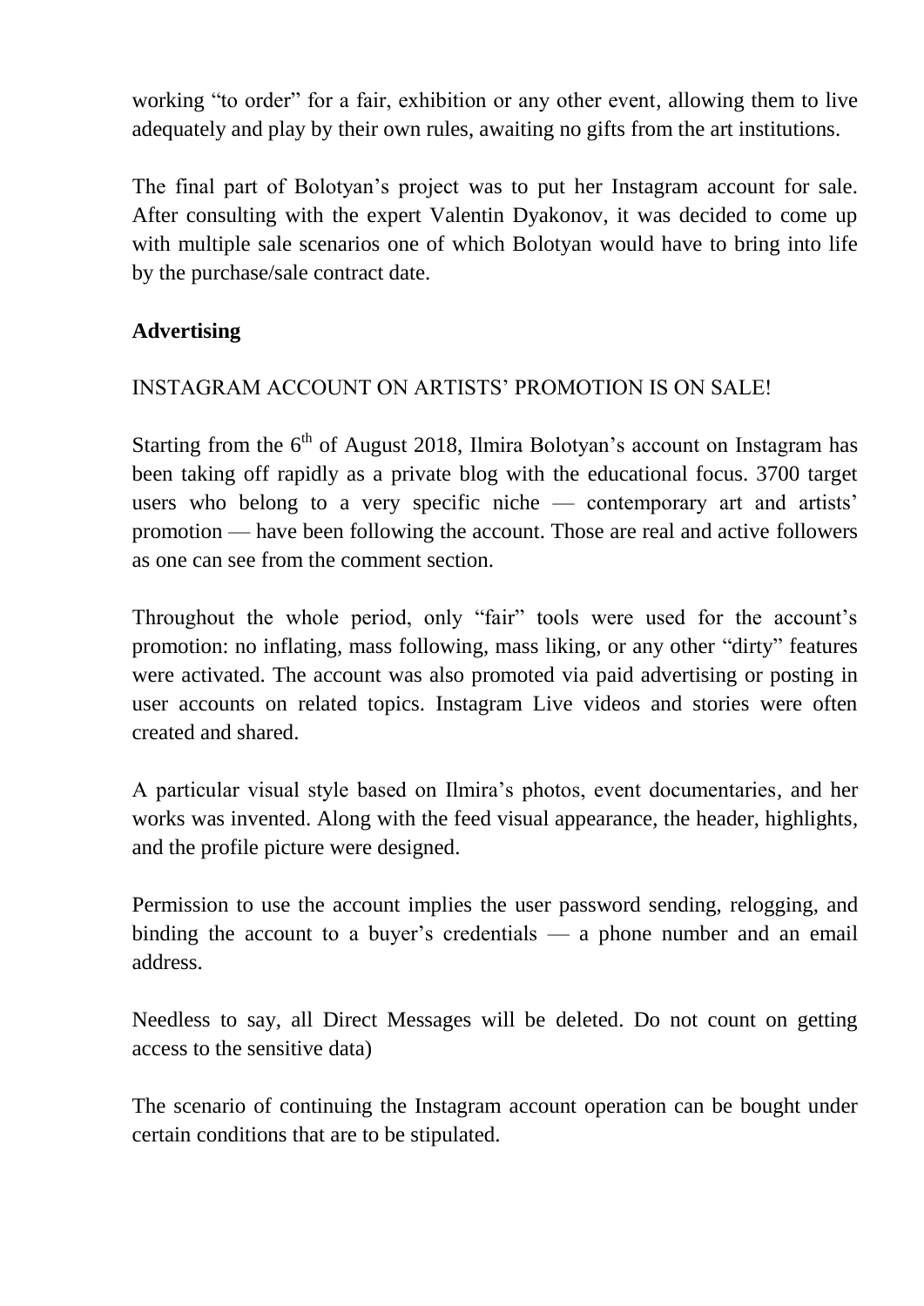working "to order" for a fair, exhibition or any other event, allowing them to live adequately and play by their own rules, awaiting no gifts from the art institutions.

The final part of Bolotyan's project was to put her Instagram account for sale. After consulting with the expert Valentin Dyakonov, it was decided to come up with multiple sale scenarios one of which Bolotyan would have to bring into life by the purchase/sale contract date.

**Advertising**

INSTAGRAM ACCOUNT ON ARTISTS' PROMOTION IS ON SALE!

Starting from the 6th of August 2018, Ilmira Bolotyan's account on Instagram has been taking off rapidly as a private blog with the educational focus. 3700 target users who belong to a very specific niche — contemporary art and artists' promotion — have been following the account. Those are real and active followers as one can see from the comment section.

Throughout the whole period, only "fair" tools were used for the account's promotion: no inflating, mass following, mass liking, or any other "dirty" features were activated. The account was also promoted via paid advertising or posting in user accounts on related topics. Instagram Live videos and stories were often created and shared.

A particular visual style based on Ilmira's photos, event documentaries, and her works was invented. Along with the feed visual appearance, the header, highlights, and the profile picture were designed.

Permission to use the account implies the user password sending, relogging, and binding the account to a buyer's credentials — a phone number and an email address.

Needless to say, all Direct Messages will be deleted. Do not count on getting access to the sensitive data)

The scenario of continuing the Instagram account operation can be bought under certain conditions that are to be stipulated.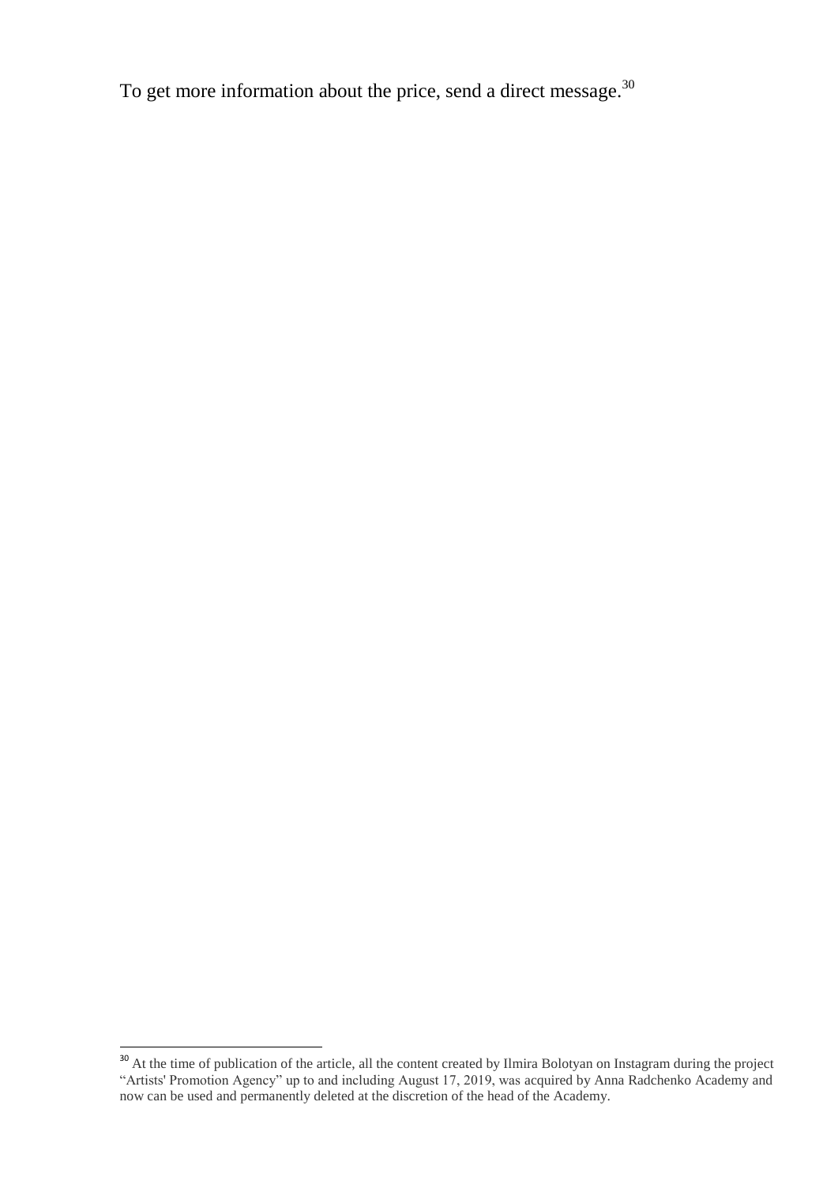To get more information about the price, send a direct message.[30]

[30] At the time of publication of the article, all the content created by Ilmira Bolotyan on Instagram during the project "Artists' Promotion Agency" up to and including August 17, 2019, was acquired by Anna Radchenko Academy and now can be used and permanently deleted at the discretion of the head of the Academy.